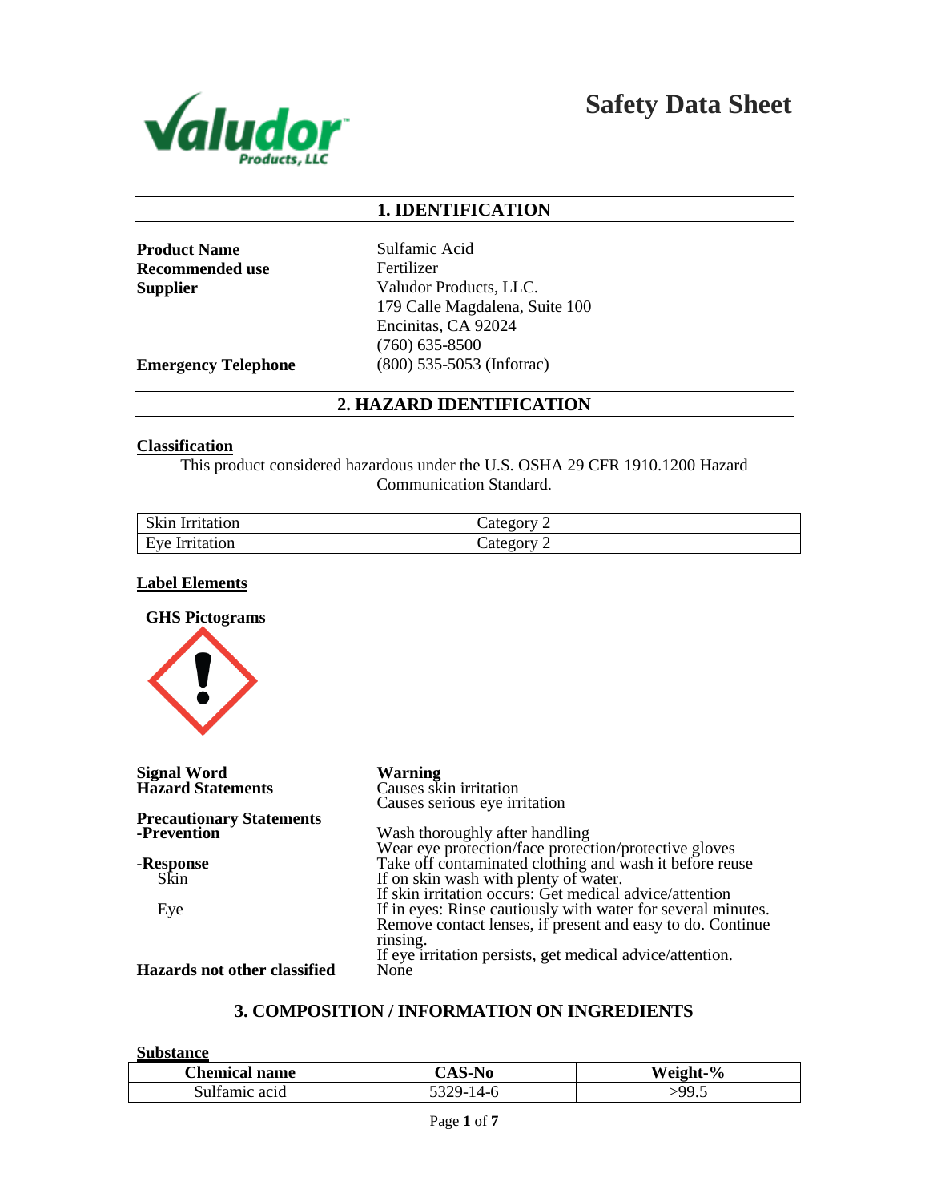# Safety Data Sheet

## 1. IDENTIFICATION

**Product Name** Sulfamic Acid

**Recommended use** Fertilizer

**Supplier** Valudor Products, LLC.
179 Calle Magdalena, Suite 100
Encinitas, CA 92024
(760) 635-8500

**Emergency Telephone** (800) 535-5053 (Infotrac)

## 2. HAZARD IDENTIFICATION

### Classification

This product considered hazardous under the U.S. OSHA 29 CFR 1910.1200 Hazard Communication Standard.

| Skin Irritation | Category 2 |
|---|---|
| Eye Irritation | Category 2 |

### Label Elements

**GHS Pictograms**

**Signal Word** **Warning**

**Hazard Statements**
Causes skin irritation
Causes serious eye irritation

**Precautionary Statements**

**-Prevention**
Wash thoroughly after handling
Wear eye protection/face protection/protective gloves
Take off contaminated clothing and wash it before reuse

**-Response**

Skin
If on skin wash with plenty of water.
If skin irritation occurs: Get medical advice/attention

Eye
If in eyes: Rinse cautiously with water for several minutes. Remove contact lenses, if present and easy to do. Continue rinsing.
If eye irritation persists, get medical advice/attention.

**Hazards not other classified** None

## 3. COMPOSITION / INFORMATION ON INGREDIENTS

### Substance

| Chemical name | CAS-No | Weight-% |
|---|---|---|
| Sulfamic acid | 5329-14-6 | >99.5 |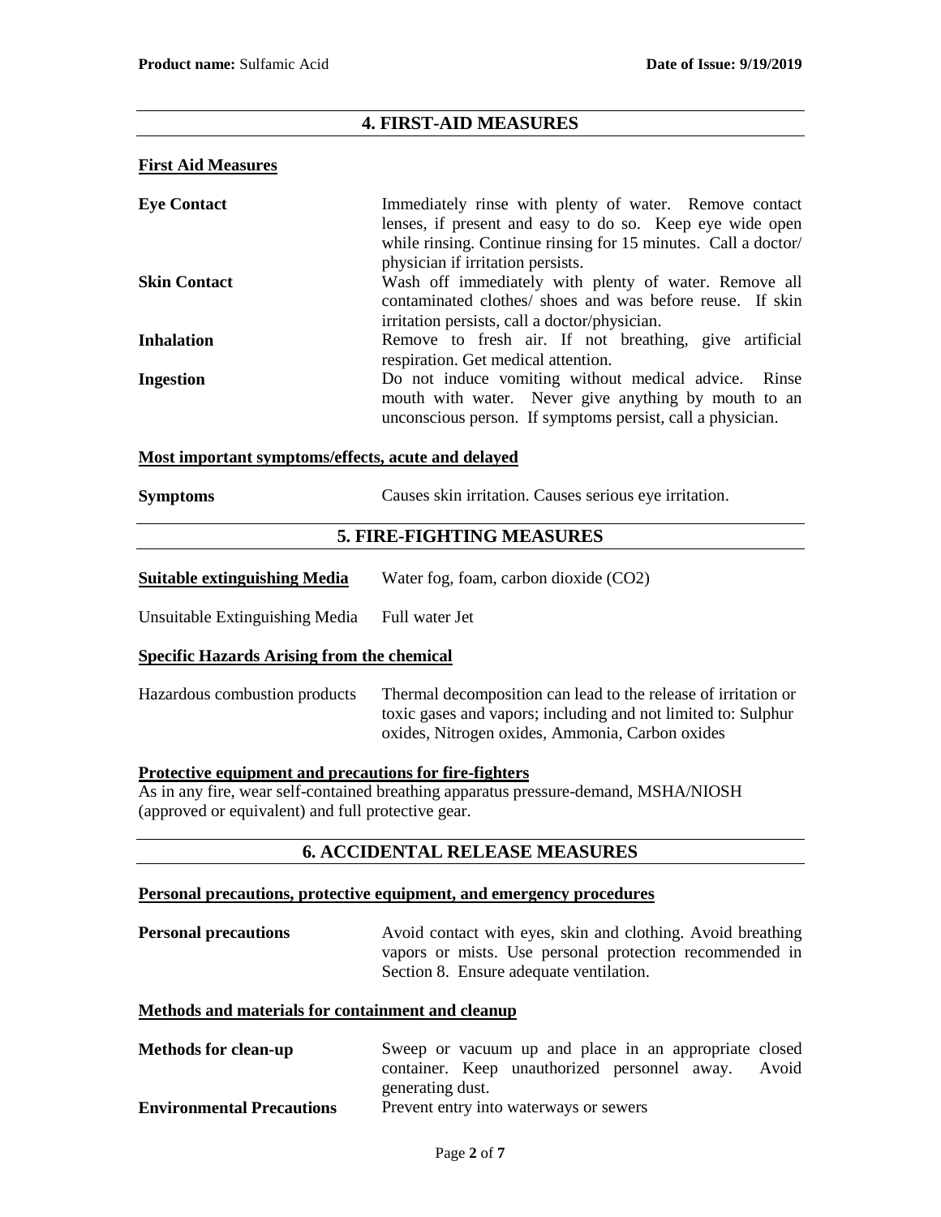## 4. FIRST-AID MEASURES

### First Aid Measures

**Eye Contact** Immediately rinse with plenty of water. Remove contact lenses, if present and easy to do so. Keep eye wide open while rinsing. Continue rinsing for 15 minutes. Call a doctor/ physician if irritation persists.

**Skin Contact** Wash off immediately with plenty of water. Remove all contaminated clothes/ shoes and was before reuse. If skin irritation persists, call a doctor/physician.

**Inhalation** Remove to fresh air. If not breathing, give artificial respiration. Get medical attention.

**Ingestion** Do not induce vomiting without medical advice. Rinse mouth with water. Never give anything by mouth to an unconscious person. If symptoms persist, call a physician.

### Most important symptoms/effects, acute and delayed

**Symptoms** Causes skin irritation. Causes serious eye irritation.

## 5. FIRE-FIGHTING MEASURES

**Suitable extinguishing Media** Water fog, foam, carbon dioxide ($CO_2$)

Unsuitable Extinguishing Media Full water Jet

### Specific Hazards Arising from the chemical

Hazardous combustion products Thermal decomposition can lead to the release of irritation or toxic gases and vapors; including and not limited to: Sulphur oxides, Nitrogen oxides, Ammonia, Carbon oxides

### Protective equipment and precautions for fire-fighters

As in any fire, wear self-contained breathing apparatus pressure-demand, MSHA/NIOSH (approved or equivalent) and full protective gear.

## 6. ACCIDENTAL RELEASE MEASURES

### Personal precautions, protective equipment, and emergency procedures

**Personal precautions** Avoid contact with eyes, skin and clothing. Avoid breathing vapors or mists. Use personal protection recommended in Section 8. Ensure adequate ventilation.

### Methods and materials for containment and cleanup

**Methods for clean-up** Sweep or vacuum up and place in an appropriate closed container. Keep unauthorized personnel away. Avoid generating dust.

**Environmental Precautions** Prevent entry into waterways or sewers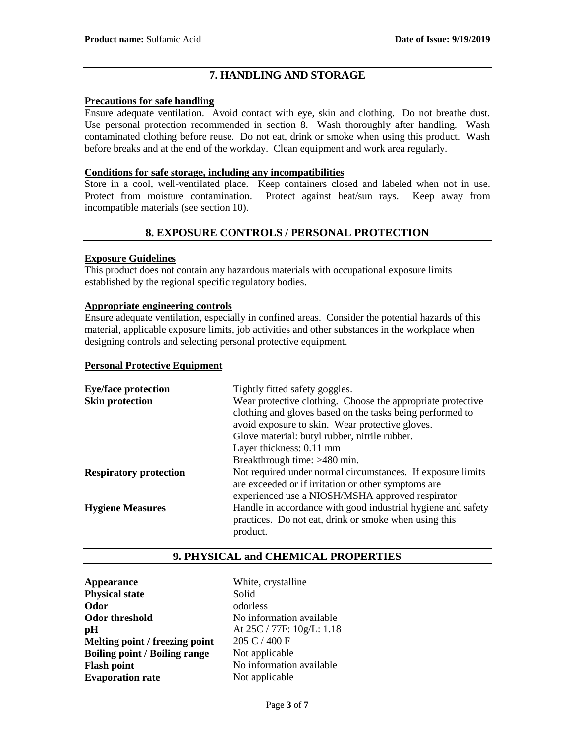## 7. HANDLING AND STORAGE

**Precautions for safe handling**

Ensure adequate ventilation. Avoid contact with eye, skin and clothing. Do not breathe dust. Use personal protection recommended in section 8. Wash thoroughly after handling. Wash contaminated clothing before reuse. Do not eat, drink or smoke when using this product. Wash before breaks and at the end of the workday. Clean equipment and work area regularly.

**Conditions for safe storage, including any incompatibilities**

Store in a cool, well-ventilated place. Keep containers closed and labeled when not in use. Protect from moisture contamination. Protect against heat/sun rays. Keep away from incompatible materials (see section 10).

## 8. EXPOSURE CONTROLS / PERSONAL PROTECTION

**Exposure Guidelines**

This product does not contain any hazardous materials with occupational exposure limits established by the regional specific regulatory bodies.

**Appropriate engineering controls**

Ensure adequate ventilation, especially in confined areas. Consider the potential hazards of this material, applicable exposure limits, job activities and other substances in the workplace when designing controls and selecting personal protective equipment.

**Personal Protective Equipment**

| | |
|---|---|
| **Eye/face protection** | Tightly fitted safety goggles. |
| **Skin protection** | Wear protective clothing. Choose the appropriate protective clothing and gloves based on the tasks being performed to avoid exposure to skin. Wear protective gloves.<br>Glove material: butyl rubber, nitrile rubber.<br>Layer thickness: 0.11 mm<br>Breakthrough time: >480 min. |
| **Respiratory protection** | Not required under normal circumstances. If exposure limits are exceeded or if irritation or other symptoms are experienced use a NIOSH/MSHA approved respirator |
| **Hygiene Measures** | Handle in accordance with good industrial hygiene and safety practices. Do not eat, drink or smoke when using this product. |

## 9. PHYSICAL and CHEMICAL PROPERTIES

| | |
|---|---|
| **Appearance** | White, crystalline |
| **Physical state** | Solid |
| **Odor** | odorless |
| **Odor threshold** | No information available |
| **pH** | At 25C / 77F: 10g/L: 1.18 |
| **Melting point / freezing point** | 205 C / 400 F |
| **Boiling point / Boiling range** | Not applicable |
| **Flash point** | No information available |
| **Evaporation rate** | Not applicable |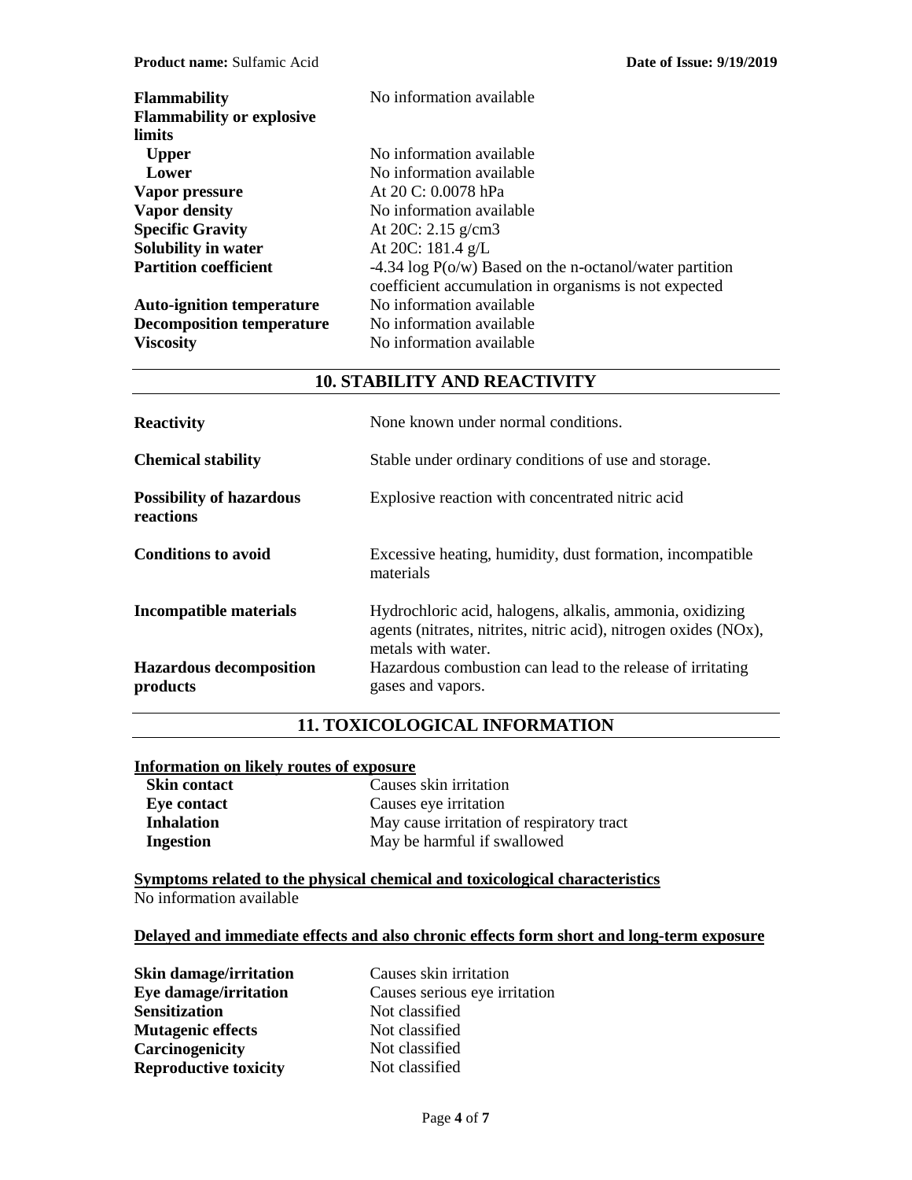| | |
|---|---|
| **Flammability** | No information available |
| **Flammability or explosive limits** | |
| **Upper** | No information available |
| **Lower** | No information available |
| **Vapor pressure** | At 20 C: 0.0078 hPa |
| **Vapor density** | No information available |
| **Specific Gravity** | At 20C: 2.15 g/cm3 |
| **Solubility in water** | At 20C: 181.4 g/L |
| **Partition coefficient** | -4.34 log P(o/w) Based on the n-octanol/water partition coefficient accumulation in organisms is not expected |
| **Auto-ignition temperature** | No information available |
| **Decomposition temperature** | No information available |
| **Viscosity** | No information available |

## 10. STABILITY AND REACTIVITY

| | |
|---|---|
| **Reactivity** | None known under normal conditions. |
| **Chemical stability** | Stable under ordinary conditions of use and storage. |
| **Possibility of hazardous reactions** | Explosive reaction with concentrated nitric acid |
| **Conditions to avoid** | Excessive heating, humidity, dust formation, incompatible materials |
| **Incompatible materials** | Hydrochloric acid, halogens, alkalis, ammonia, oxidizing agents (nitrates, nitrites, nitric acid), nitrogen oxides (NOx), metals with water. |
| **Hazardous decomposition products** | Hazardous combustion can lead to the release of irritating gases and vapors. |

## 11. TOXICOLOGICAL INFORMATION

**Information on likely routes of exposure**

| | |
|---|---|
| **Skin contact** | Causes skin irritation |
| **Eye contact** | Causes eye irritation |
| **Inhalation** | May cause irritation of respiratory tract |
| **Ingestion** | May be harmful if swallowed |

**Symptoms related to the physical chemical and toxicological characteristics**

No information available

**Delayed and immediate effects and also chronic effects form short and long-term exposure**

| | |
|---|---|
| **Skin damage/irritation** | Causes skin irritation |
| **Eye damage/irritation** | Causes serious eye irritation |
| **Sensitization** | Not classified |
| **Mutagenic effects** | Not classified |
| **Carcinogenicity** | Not classified |
| **Reproductive toxicity** | Not classified |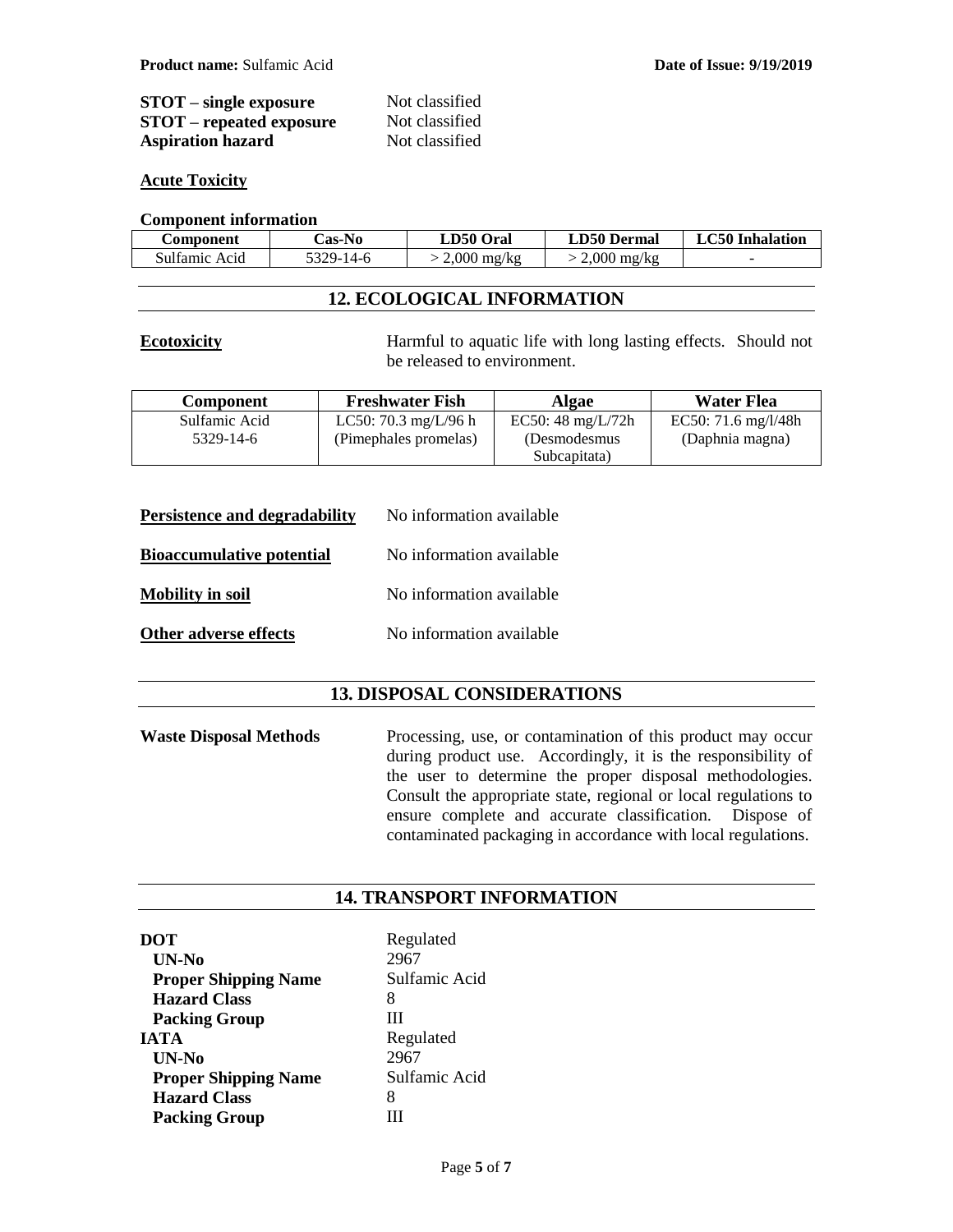| | |
|---|---|
| **STOT – single exposure** | Not classified |
| **STOT – repeated exposure** | Not classified |
| **Aspiration hazard** | Not classified |

**Acute Toxicity**

**Component information**

| Component | Cas-No | LD50 Oral | LD50 Dermal | LC50 Inhalation |
|---|---|---|---|---|
| Sulfamic Acid | 5329-14-6 | > 2,000 mg/kg | > 2,000 mg/kg | - |

## 12. ECOLOGICAL INFORMATION

**Ecotoxicity** Harmful to aquatic life with long lasting effects. Should not be released to environment.

| Component | Freshwater Fish | Algae | Water Flea |
|---|---|---|---|
| Sulfamic Acid 5329-14-6 | LC50: 70.3 mg/L/96 h (Pimephales promelas) | EC50: 48 mg/L/72h (Desmodesmus Subcapitata) | EC50: 71.6 mg/l/48h (Daphnia magna) |

**Persistence and degradability** No information available

**Bioaccumulative potential** No information available

**Mobility in soil** No information available

**Other adverse effects** No information available

## 13. DISPOSAL CONSIDERATIONS

**Waste Disposal Methods** Processing, use, or contamination of this product may occur during product use. Accordingly, it is the responsibility of the user to determine the proper disposal methodologies. Consult the appropriate state, regional or local regulations to ensure complete and accurate classification. Dispose of contaminated packaging in accordance with local regulations.

## 14. TRANSPORT INFORMATION

| | |
|---|---|
| **DOT** | Regulated |
| **UN-No** | 2967 |
| **Proper Shipping Name** | Sulfamic Acid |
| **Hazard Class** | 8 |
| **Packing Group** | III |
| **IATA** | Regulated |
| **UN-No** | 2967 |
| **Proper Shipping Name** | Sulfamic Acid |
| **Hazard Class** | 8 |
| **Packing Group** | III |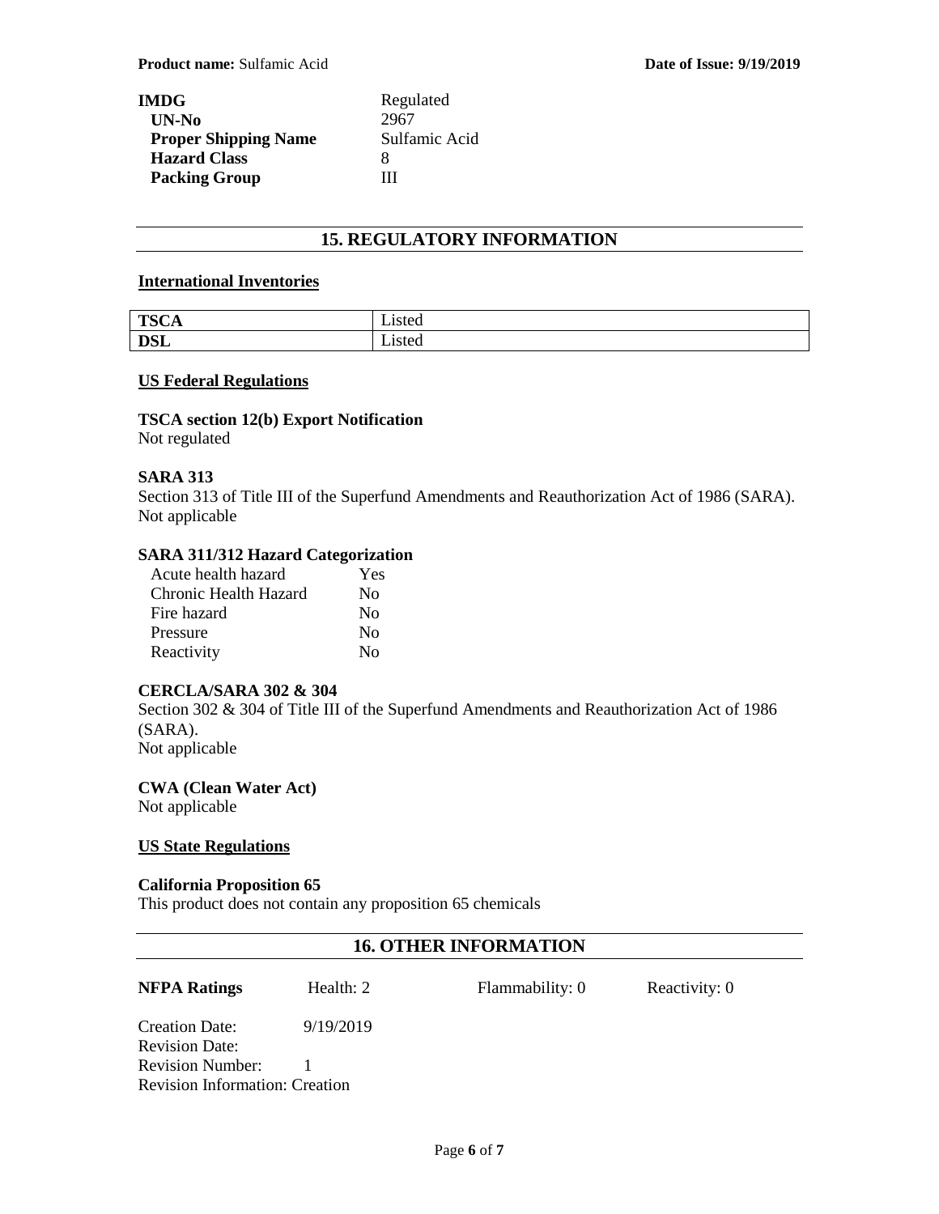**IMDG** Regulated

**UN-No** 2967

**Proper Shipping Name** Sulfamic Acid

**Hazard Class** 8

**Packing Group** III

## 15. REGULATORY INFORMATION

**International Inventories**

| | |
|---|---|
| **TSCA** | Listed |
| **DSL** | Listed |

**US Federal Regulations**

**TSCA section 12(b) Export Notification**

Not regulated

**SARA 313**

Section 313 of Title III of the Superfund Amendments and Reauthorization Act of 1986 (SARA).
Not applicable

**SARA 311/312 Hazard Categorization**

| | |
|---|---|
| Acute health hazard | Yes |
| Chronic Health Hazard | No |
| Fire hazard | No |
| Pressure | No |
| Reactivity | No |

**CERCLA/SARA 302 & 304**

Section 302 & 304 of Title III of the Superfund Amendments and Reauthorization Act of 1986 (SARA).
Not applicable

**CWA (Clean Water Act)**

Not applicable

**US State Regulations**

**California Proposition 65**

This product does not contain any proposition 65 chemicals

## 16. OTHER INFORMATION

**NFPA Ratings** Health: 2 Flammability: 0 Reactivity: 0

Creation Date: 9/19/2019
Revision Date:
Revision Number: 1
Revision Information: Creation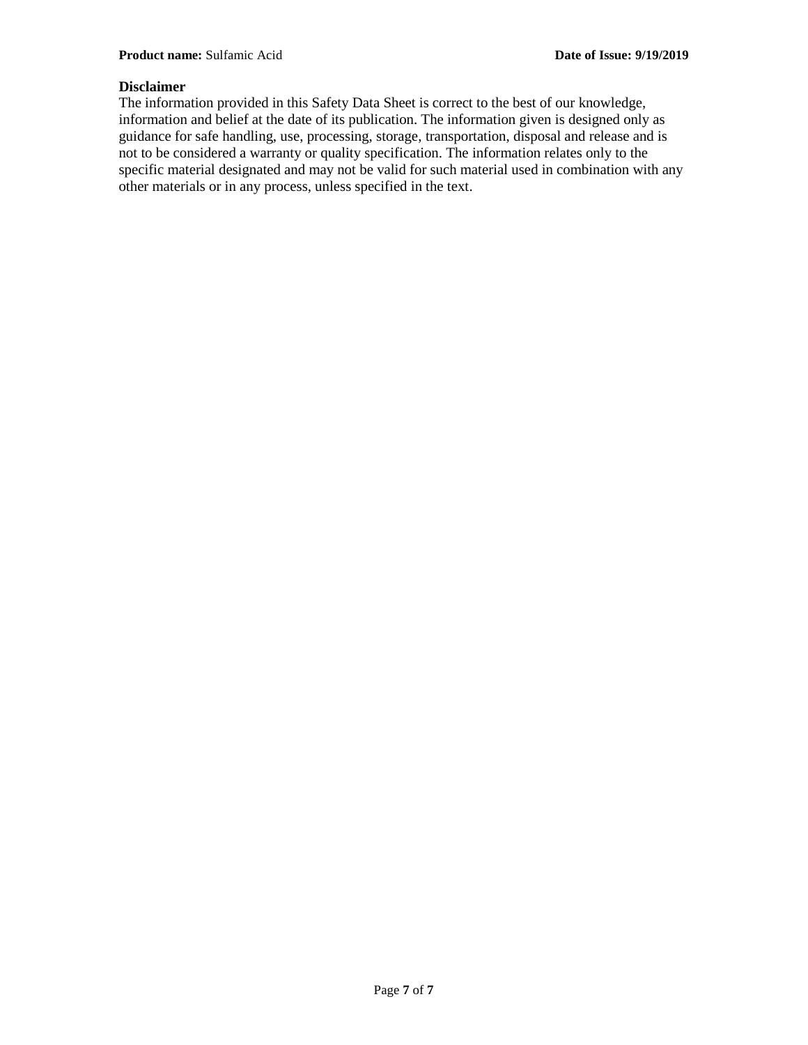**Disclaimer**

The information provided in this Safety Data Sheet is correct to the best of our knowledge, information and belief at the date of its publication. The information given is designed only as guidance for safe handling, use, processing, storage, transportation, disposal and release and is not to be considered a warranty or quality specification. The information relates only to the specific material designated and may not be valid for such material used in combination with any other materials or in any process, unless specified in the text.